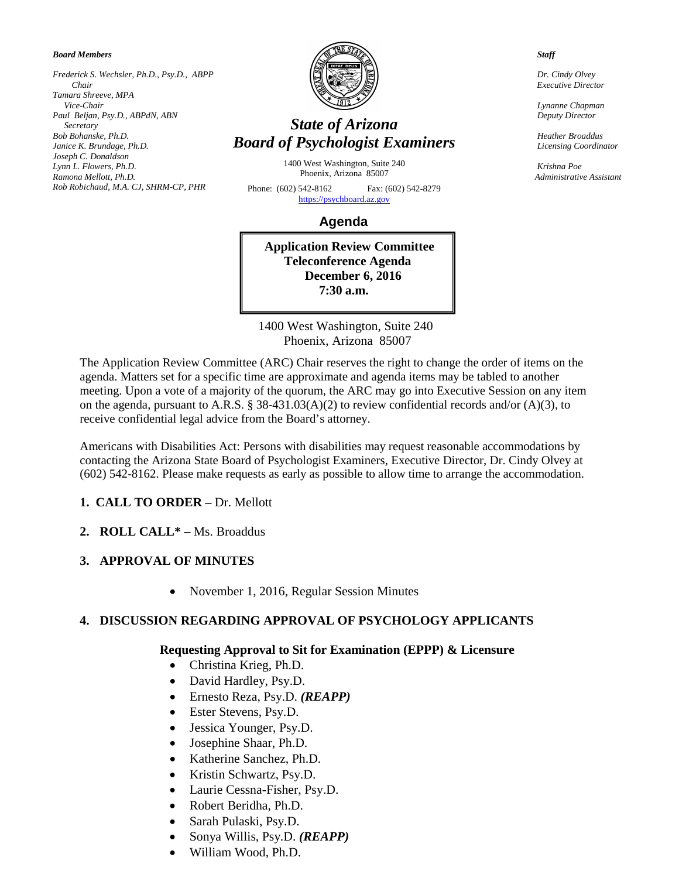***Board Members***

*Frederick S. Wechsler, Ph.D., Psy.D., ABPP*
*Chair*
*Tamara Shreeve, MPA*
*Vice-Chair*
*Paul Beljan, Psy.D., ABPdN, ABN*
*Secretary*
*Bob Bohanske, Ph.D.*
*Janice K. Brundage, Ph.D.*
*Joseph C. Donaldson*
*Lynn L. Flowers, Ph.D.*
*Ramona Mellott, Ph.D.*
*Rob Robichaud, M.A. CJ, SHRM-CP, PHR*

# *State of Arizona*
# *Board of Psychologist Examiners*

1400 West Washington, Suite 240
Phoenix, Arizona 85007

Phone: (602) 542-8162 Fax: (602) 542-8279
https://psychboard.az.gov

***Staff***

*Dr. Cindy Olvey*
*Executive Director*

*Lynanne Chapman*
*Deputy Director*

*Heather Broaddus*
*Licensing Coordinator*

*Krishna Poe*
*Administrative Assistant*

## Agenda

**Application Review Committee**
**Teleconference Agenda**
**December 6, 2016**
**7:30 a.m.**

1400 West Washington, Suite 240
Phoenix, Arizona 85007

The Application Review Committee (ARC) Chair reserves the right to change the order of items on the agenda. Matters set for a specific time are approximate and agenda items may be tabled to another meeting. Upon a vote of a majority of the quorum, the ARC may go into Executive Session on any item on the agenda, pursuant to A.R.S. § 38-431.03(A)(2) to review confidential records and/or (A)(3), to receive confidential legal advice from the Board's attorney.

Americans with Disabilities Act: Persons with disabilities may request reasonable accommodations by contacting the Arizona State Board of Psychologist Examiners, Executive Director, Dr. Cindy Olvey at (602) 542-8162. Please make requests as early as possible to allow time to arrange the accommodation.

1. **CALL TO ORDER –** Dr. Mellott

2. **ROLL CALL* –** Ms. Broaddus

3. **APPROVAL OF MINUTES**

   - November 1, 2016, Regular Session Minutes

4. **DISCUSSION REGARDING APPROVAL OF PSYCHOLOGY APPLICANTS**

   **Requesting Approval to Sit for Examination (EPPP) & Licensure**

   - Christina Krieg, Ph.D.
   - David Hardley, Psy.D.
   - Ernesto Reza, Psy.D. ***(REAPP)***
   - Ester Stevens, Psy.D.
   - Jessica Younger, Psy.D.
   - Josephine Shaar, Ph.D.
   - Katherine Sanchez, Ph.D.
   - Kristin Schwartz, Psy.D.
   - Laurie Cessna-Fisher, Psy.D.
   - Robert Beridha, Ph.D.
   - Sarah Pulaski, Psy.D.
   - Sonya Willis, Psy.D. ***(REAPP)***
   - William Wood, Ph.D.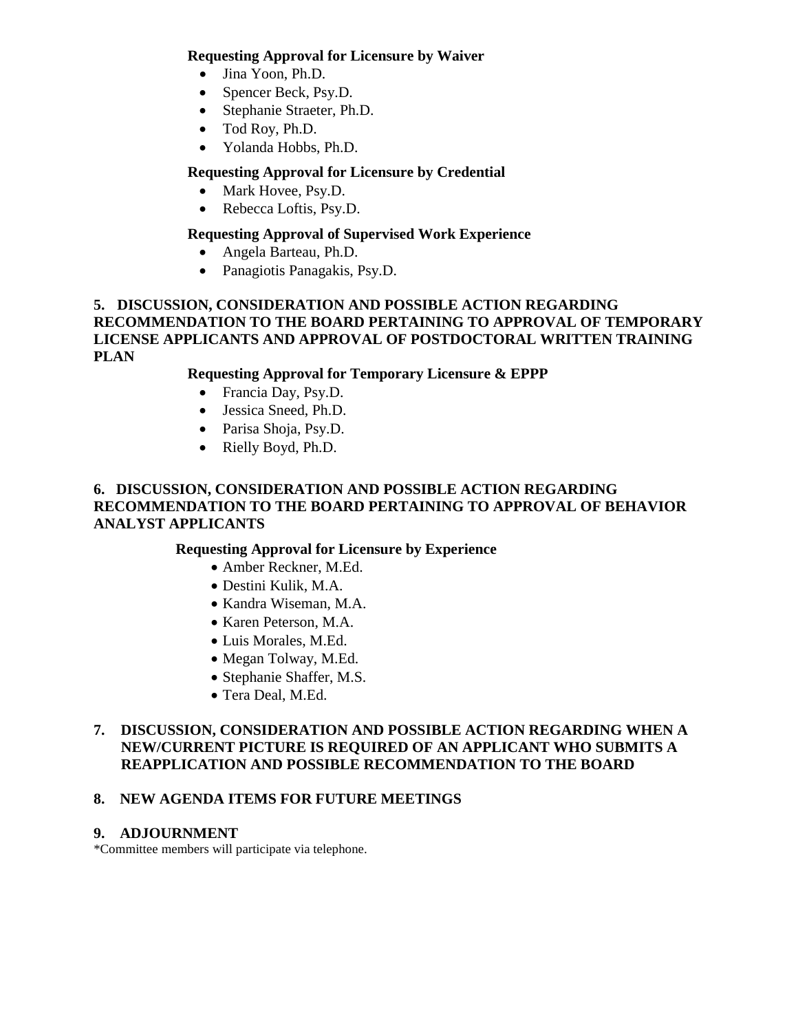**Requesting Approval for Licensure by Waiver**

- Jina Yoon, Ph.D.
- Spencer Beck, Psy.D.
- Stephanie Straeter, Ph.D.
- Tod Roy, Ph.D.
- Yolanda Hobbs, Ph.D.

**Requesting Approval for Licensure by Credential**

- Mark Hovee, Psy.D.
- Rebecca Loftis, Psy.D.

**Requesting Approval of Supervised Work Experience**

- Angela Barteau, Ph.D.
- Panagiotis Panagakis, Psy.D.

**5. DISCUSSION, CONSIDERATION AND POSSIBLE ACTION REGARDING RECOMMENDATION TO THE BOARD PERTAINING TO APPROVAL OF TEMPORARY LICENSE APPLICANTS AND APPROVAL OF POSTDOCTORAL WRITTEN TRAINING PLAN**

**Requesting Approval for Temporary Licensure & EPPP**

- Francia Day, Psy.D.
- Jessica Sneed, Ph.D.
- Parisa Shoja, Psy.D.
- Rielly Boyd, Ph.D.

**6. DISCUSSION, CONSIDERATION AND POSSIBLE ACTION REGARDING RECOMMENDATION TO THE BOARD PERTAINING TO APPROVAL OF BEHAVIOR ANALYST APPLICANTS**

**Requesting Approval for Licensure by Experience**

- Amber Reckner, M.Ed.
- Destini Kulik, M.A.
- Kandra Wiseman, M.A.
- Karen Peterson, M.A.
- Luis Morales, M.Ed.
- Megan Tolway, M.Ed.
- Stephanie Shaffer, M.S.
- Tera Deal, M.Ed.

**7. DISCUSSION, CONSIDERATION AND POSSIBLE ACTION REGARDING WHEN A NEW/CURRENT PICTURE IS REQUIRED OF AN APPLICANT WHO SUBMITS A REAPPLICATION AND POSSIBLE RECOMMENDATION TO THE BOARD**

**8. NEW AGENDA ITEMS FOR FUTURE MEETINGS**

**9. ADJOURNMENT**

*Committee members will participate via telephone.